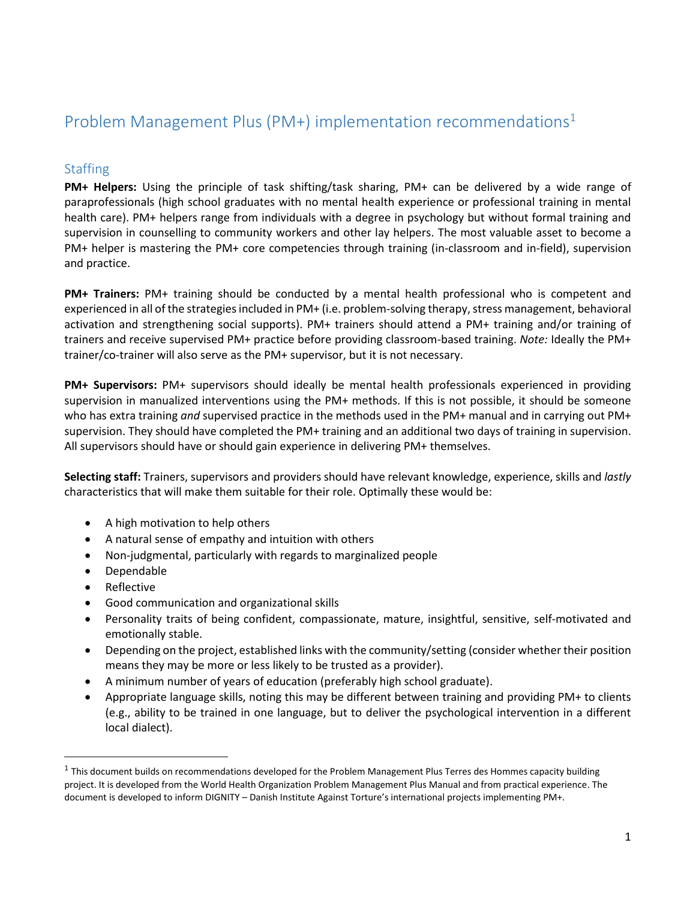# Problem Management Plus (PM+) implementation recommendations[1]

## Staffing

**PM+ Helpers:** Using the principle of task shifting/task sharing, PM+ can be delivered by a wide range of paraprofessionals (high school graduates with no mental health experience or professional training in mental health care). PM+ helpers range from individuals with a degree in psychology but without formal training and supervision in counselling to community workers and other lay helpers. The most valuable asset to become a PM+ helper is mastering the PM+ core competencies through training (in-classroom and in-field), supervision and practice.

**PM+ Trainers:** PM+ training should be conducted by a mental health professional who is competent and experienced in all of the strategies included in PM+ (i.e. problem-solving therapy, stress management, behavioral activation and strengthening social supports). PM+ trainers should attend a PM+ training and/or training of trainers and receive supervised PM+ practice before providing classroom-based training. *Note:* Ideally the PM+ trainer/co-trainer will also serve as the PM+ supervisor, but it is not necessary.

**PM+ Supervisors:** PM+ supervisors should ideally be mental health professionals experienced in providing supervision in manualized interventions using the PM+ methods. If this is not possible, it should be someone who has extra training *and* supervised practice in the methods used in the PM+ manual and in carrying out PM+ supervision. They should have completed the PM+ training and an additional two days of training in supervision. All supervisors should have or should gain experience in delivering PM+ themselves.

**Selecting staff:** Trainers, supervisors and providers should have relevant knowledge, experience, skills and *lastly* characteristics that will make them suitable for their role. Optimally these would be:

- A high motivation to help others
- A natural sense of empathy and intuition with others
- Non-judgmental, particularly with regards to marginalized people
- Dependable
- Reflective
- Good communication and organizational skills
- Personality traits of being confident, compassionate, mature, insightful, sensitive, self-motivated and emotionally stable.
- Depending on the project, established links with the community/setting (consider whether their position means they may be more or less likely to be trusted as a provider).
- A minimum number of years of education (preferably high school graduate).
- Appropriate language skills, noting this may be different between training and providing PM+ to clients (e.g., ability to be trained in one language, but to deliver the psychological intervention in a different local dialect).

[1] This document builds on recommendations developed for the Problem Management Plus Terres des Hommes capacity building project. It is developed from the World Health Organization Problem Management Plus Manual and from practical experience. The document is developed to inform DIGNITY – Danish Institute Against Torture's international projects implementing PM+.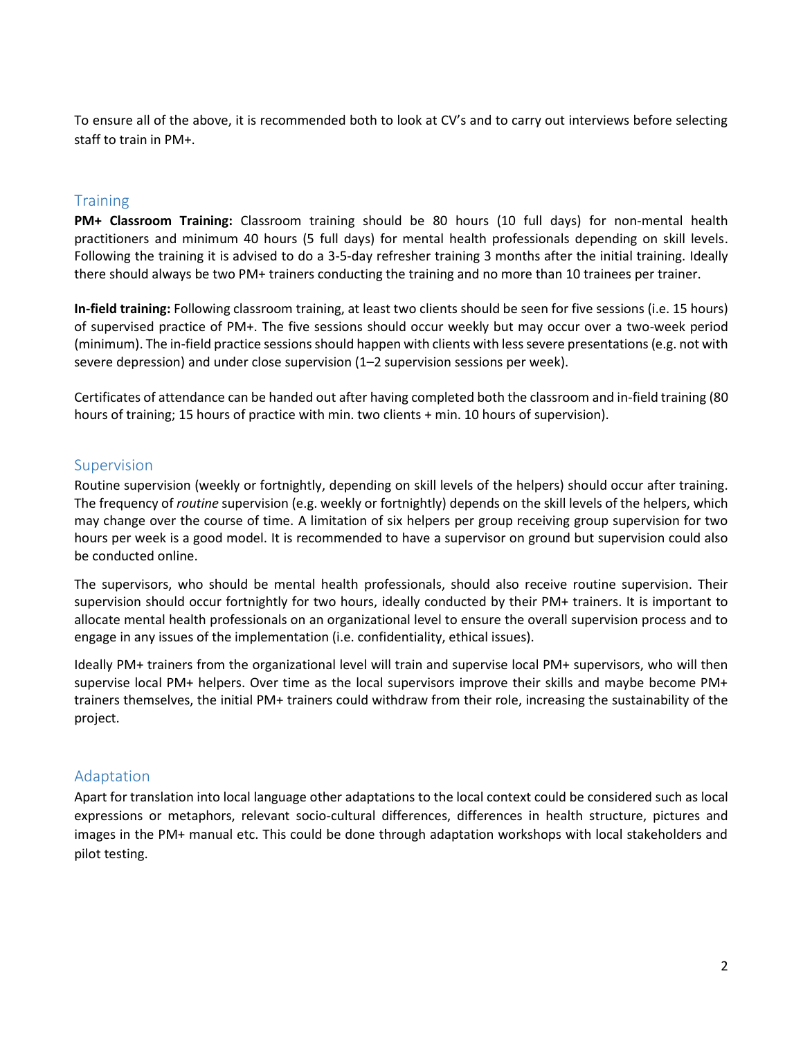To ensure all of the above, it is recommended both to look at CV's and to carry out interviews before selecting staff to train in PM+.

## Training

**PM+ Classroom Training:** Classroom training should be 80 hours (10 full days) for non-mental health practitioners and minimum 40 hours (5 full days) for mental health professionals depending on skill levels. Following the training it is advised to do a 3-5-day refresher training 3 months after the initial training. Ideally there should always be two PM+ trainers conducting the training and no more than 10 trainees per trainer.

**In-field training:** Following classroom training, at least two clients should be seen for five sessions (i.e. 15 hours) of supervised practice of PM+. The five sessions should occur weekly but may occur over a two-week period (minimum). The in-field practice sessions should happen with clients with less severe presentations (e.g. not with severe depression) and under close supervision (1–2 supervision sessions per week).

Certificates of attendance can be handed out after having completed both the classroom and in-field training (80 hours of training; 15 hours of practice with min. two clients + min. 10 hours of supervision).

## Supervision

Routine supervision (weekly or fortnightly, depending on skill levels of the helpers) should occur after training. The frequency of *routine* supervision (e.g. weekly or fortnightly) depends on the skill levels of the helpers, which may change over the course of time. A limitation of six helpers per group receiving group supervision for two hours per week is a good model. It is recommended to have a supervisor on ground but supervision could also be conducted online.

The supervisors, who should be mental health professionals, should also receive routine supervision. Their supervision should occur fortnightly for two hours, ideally conducted by their PM+ trainers. It is important to allocate mental health professionals on an organizational level to ensure the overall supervision process and to engage in any issues of the implementation (i.e. confidentiality, ethical issues).

Ideally PM+ trainers from the organizational level will train and supervise local PM+ supervisors, who will then supervise local PM+ helpers. Over time as the local supervisors improve their skills and maybe become PM+ trainers themselves, the initial PM+ trainers could withdraw from their role, increasing the sustainability of the project.

## Adaptation

Apart for translation into local language other adaptations to the local context could be considered such as local expressions or metaphors, relevant socio-cultural differences, differences in health structure, pictures and images in the PM+ manual etc. This could be done through adaptation workshops with local stakeholders and pilot testing.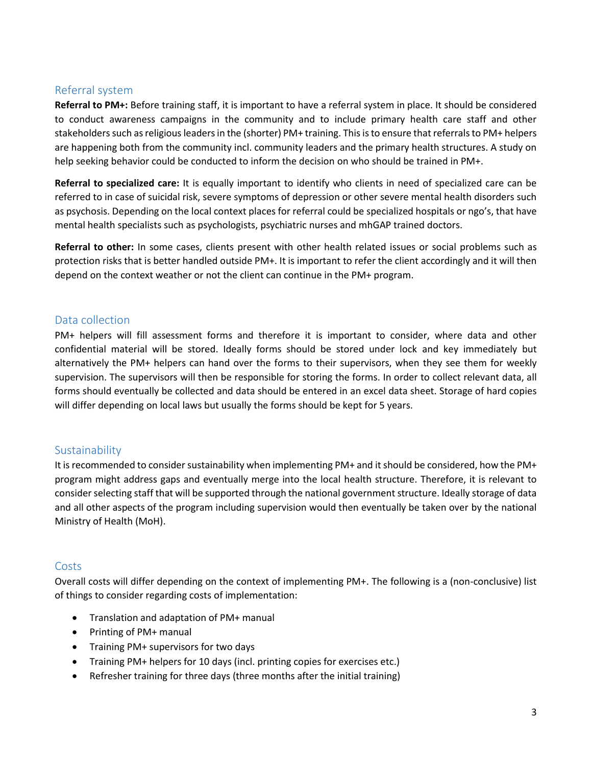## Referral system

**Referral to PM+:** Before training staff, it is important to have a referral system in place. It should be considered to conduct awareness campaigns in the community and to include primary health care staff and other stakeholders such as religious leaders in the (shorter) PM+ training. This is to ensure that referrals to PM+ helpers are happening both from the community incl. community leaders and the primary health structures. A study on help seeking behavior could be conducted to inform the decision on who should be trained in PM+.

**Referral to specialized care:** It is equally important to identify who clients in need of specialized care can be referred to in case of suicidal risk, severe symptoms of depression or other severe mental health disorders such as psychosis. Depending on the local context places for referral could be specialized hospitals or ngo's, that have mental health specialists such as psychologists, psychiatric nurses and mhGAP trained doctors.

**Referral to other:** In some cases, clients present with other health related issues or social problems such as protection risks that is better handled outside PM+. It is important to refer the client accordingly and it will then depend on the context weather or not the client can continue in the PM+ program.

## Data collection

PM+ helpers will fill assessment forms and therefore it is important to consider, where data and other confidential material will be stored. Ideally forms should be stored under lock and key immediately but alternatively the PM+ helpers can hand over the forms to their supervisors, when they see them for weekly supervision. The supervisors will then be responsible for storing the forms. In order to collect relevant data, all forms should eventually be collected and data should be entered in an excel data sheet. Storage of hard copies will differ depending on local laws but usually the forms should be kept for 5 years.

## Sustainability

It is recommended to consider sustainability when implementing PM+ and it should be considered, how the PM+ program might address gaps and eventually merge into the local health structure. Therefore, it is relevant to consider selecting staff that will be supported through the national government structure. Ideally storage of data and all other aspects of the program including supervision would then eventually be taken over by the national Ministry of Health (MoH).

## Costs

Overall costs will differ depending on the context of implementing PM+. The following is a (non-conclusive) list of things to consider regarding costs of implementation:

- Translation and adaptation of PM+ manual
- Printing of PM+ manual
- Training PM+ supervisors for two days
- Training PM+ helpers for 10 days (incl. printing copies for exercises etc.)
- Refresher training for three days (three months after the initial training)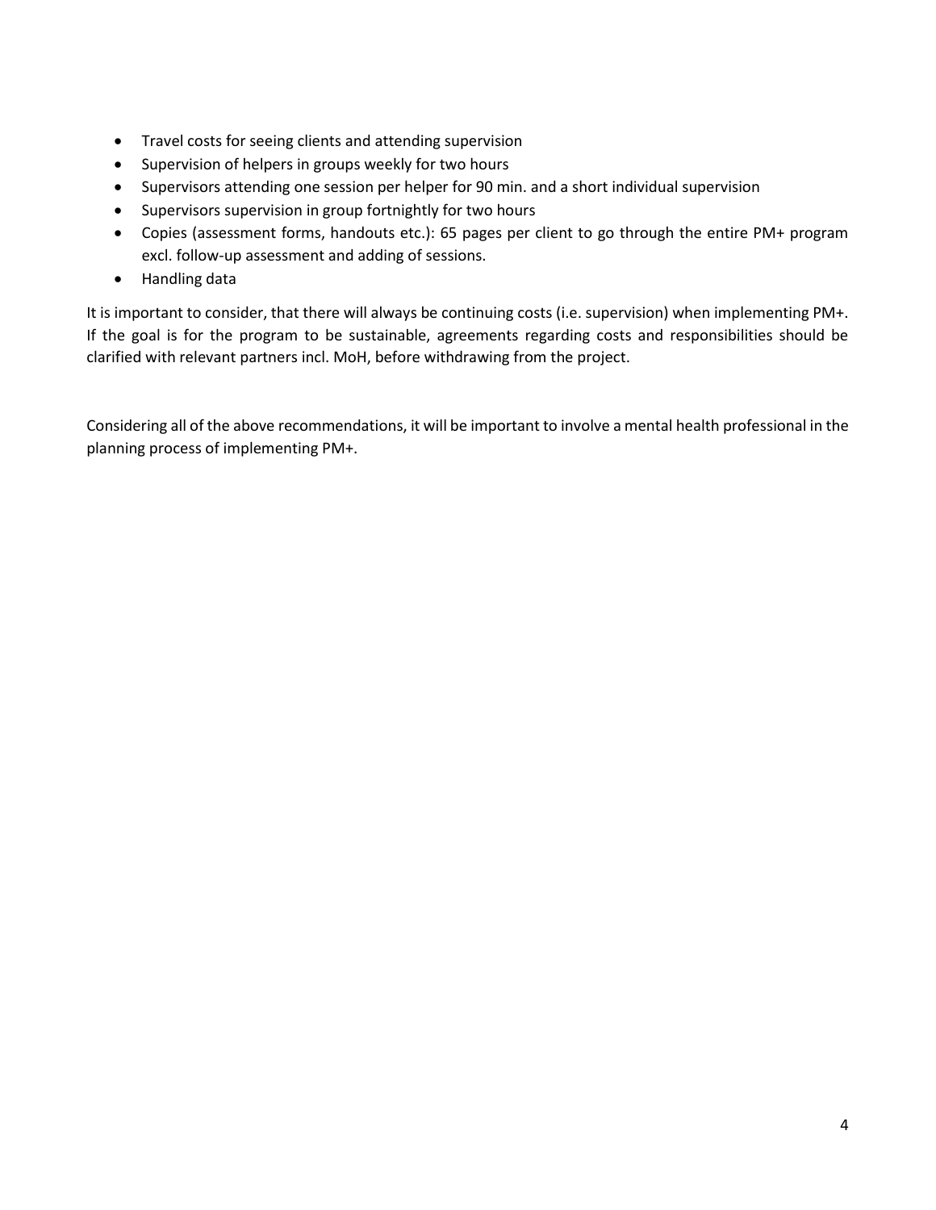- Travel costs for seeing clients and attending supervision
- Supervision of helpers in groups weekly for two hours
- Supervisors attending one session per helper for 90 min. and a short individual supervision
- Supervisors supervision in group fortnightly for two hours
- Copies (assessment forms, handouts etc.): 65 pages per client to go through the entire PM+ program excl. follow-up assessment and adding of sessions.
- Handling data

It is important to consider, that there will always be continuing costs (i.e. supervision) when implementing PM+. If the goal is for the program to be sustainable, agreements regarding costs and responsibilities should be clarified with relevant partners incl. MoH, before withdrawing from the project.

Considering all of the above recommendations, it will be important to involve a mental health professional in the planning process of implementing PM+.